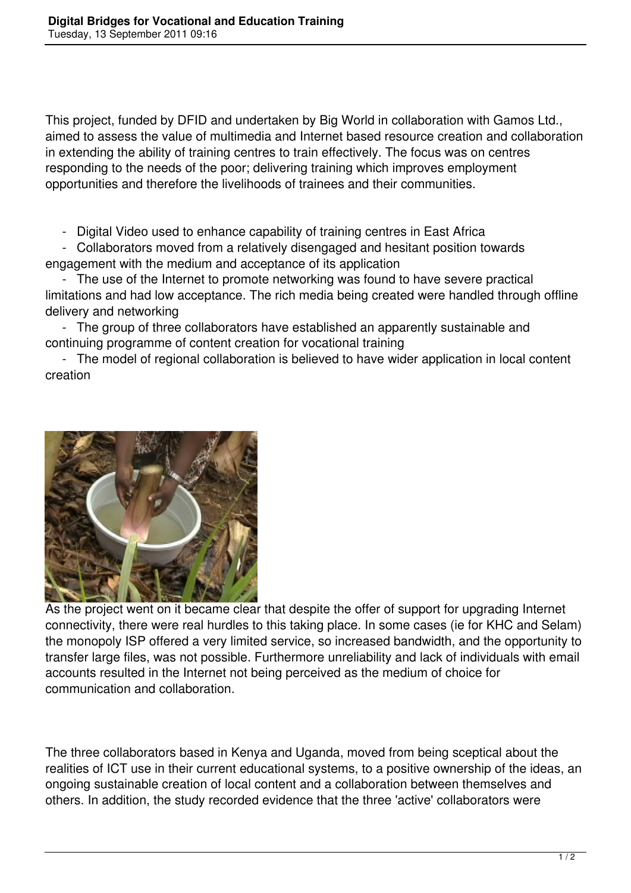# Digital Bridges for Vocational and Education Training

This project, funded by DFID and undertaken by Big World in collaboration with Gamos Ltd., aimed to assess the value of multimedia and Internet based resource creation and collaboration in extending the ability of training centres to train effectively. The focus was on centres responding to the needs of the poor; delivering training which improves employment opportunities and therefore the livelihoods of trainees and their communities.

- Digital Video used to enhance capability of training centres in East Africa
- Collaborators moved from a relatively disengaged and hesitant position towards engagement with the medium and acceptance of its application
- The use of the Internet to promote networking was found to have severe practical limitations and had low acceptance. The rich media being created were handled through offline delivery and networking
- The group of three collaborators have established an apparently sustainable and continuing programme of content creation for vocational training
- The model of regional collaboration is believed to have wider application in local content creation

As the project went on it became clear that despite the offer of support for upgrading Internet connectivity, there were real hurdles to this taking place. In some cases (ie for KHC and Selam) the monopoly ISP offered a very limited service, so increased bandwidth, and the opportunity to transfer large files, was not possible. Furthermore unreliability and lack of individuals with email accounts resulted in the Internet not being perceived as the medium of choice for communication and collaboration.

The three collaborators based in Kenya and Uganda, moved from being sceptical about the realities of ICT use in their current educational systems, to a positive ownership of the ideas, an ongoing sustainable creation of local content and a collaboration between themselves and others. In addition, the study recorded evidence that the three 'active' collaborators were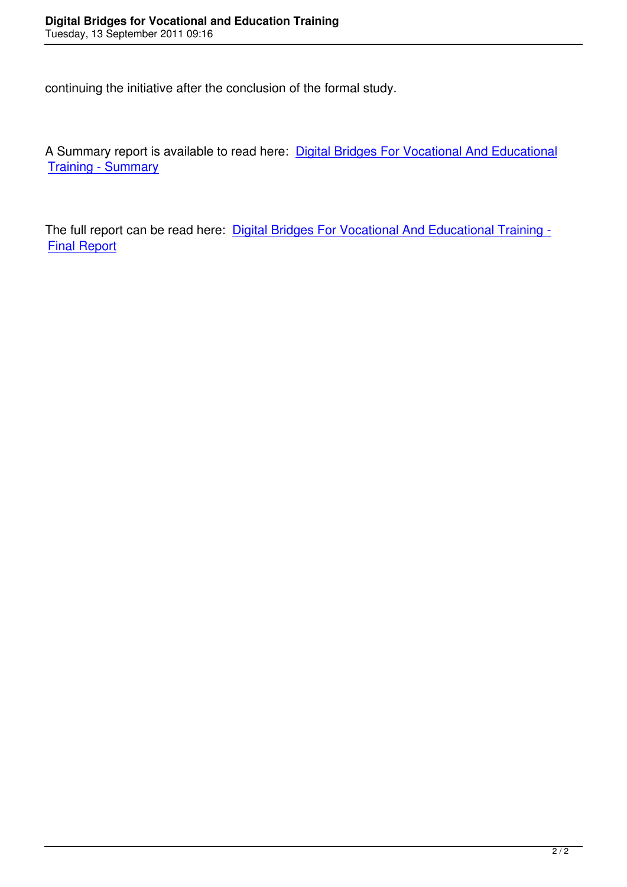continuing the initiative after the conclusion of the formal study.

A Summary report is available to read here: Digital Bridges For Vocational And Educational Training - Summary

The full report can be read here: Digital Bridges For Vocational And Educational Training - Final Report